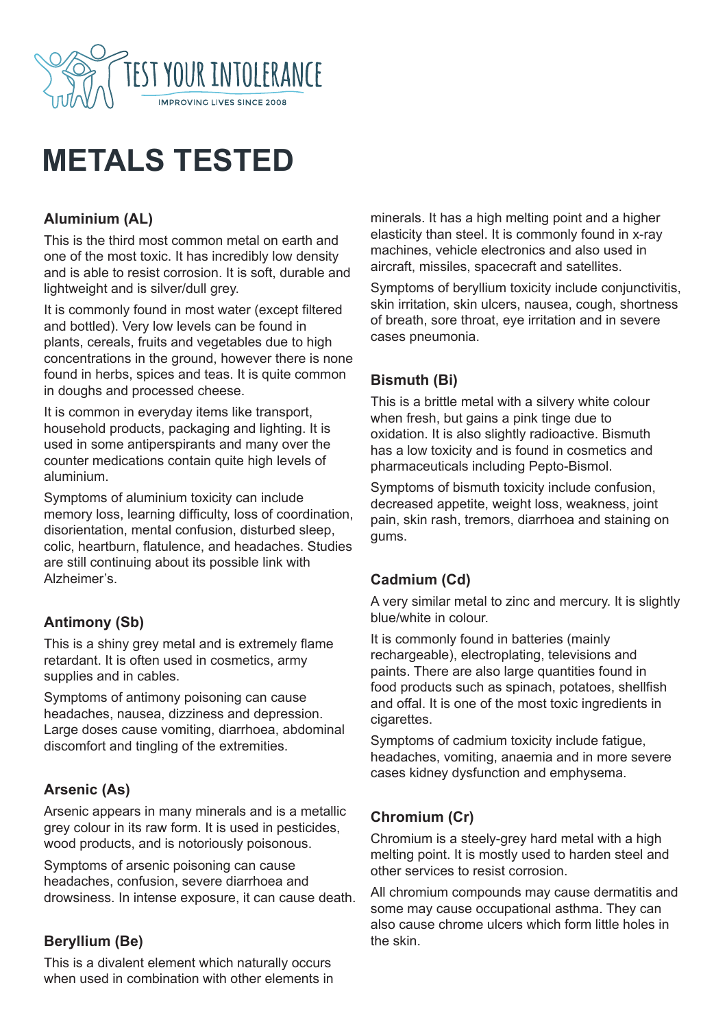TEST YOUR INTOLERANCE

IMPROVING LIVES SINCE 2008

# METALS TESTED

### Aluminium (AL)

This is the third most common metal on earth and one of the most toxic. It has incredibly low density and is able to resist corrosion. It is soft, durable and lightweight and is silver/dull grey.

It is commonly found in most water (except filtered and bottled). Very low levels can be found in plants, cereals, fruits and vegetables due to high concentrations in the ground, however there is none found in herbs, spices and teas. It is quite common in doughs and processed cheese.

It is common in everyday items like transport, household products, packaging and lighting. It is used in some antiperspirants and many over the counter medications contain quite high levels of aluminium.

Symptoms of aluminium toxicity can include memory loss, learning difficulty, loss of coordination, disorientation, mental confusion, disturbed sleep, colic, heartburn, flatulence, and headaches. Studies are still continuing about its possible link with Alzheimer's.

### Antimony (Sb)

This is a shiny grey metal and is extremely flame retardant. It is often used in cosmetics, army supplies and in cables.

Symptoms of antimony poisoning can cause headaches, nausea, dizziness and depression. Large doses cause vomiting, diarrhoea, abdominal discomfort and tingling of the extremities.

### Arsenic (As)

Arsenic appears in many minerals and is a metallic grey colour in its raw form. It is used in pesticides, wood products, and is notoriously poisonous.

Symptoms of arsenic poisoning can cause headaches, confusion, severe diarrhoea and drowsiness. In intense exposure, it can cause death.

### Beryllium (Be)

This is a divalent element which naturally occurs when used in combination with other elements in minerals. It has a high melting point and a higher elasticity than steel. It is commonly found in x-ray machines, vehicle electronics and also used in aircraft, missiles, spacecraft and satellites.

Symptoms of beryllium toxicity include conjunctivitis, skin irritation, skin ulcers, nausea, cough, shortness of breath, sore throat, eye irritation and in severe cases pneumonia.

### Bismuth (Bi)

This is a brittle metal with a silvery white colour when fresh, but gains a pink tinge due to oxidation. It is also slightly radioactive. Bismuth has a low toxicity and is found in cosmetics and pharmaceuticals including Pepto-Bismol.

Symptoms of bismuth toxicity include confusion, decreased appetite, weight loss, weakness, joint pain, skin rash, tremors, diarrhoea and staining on gums.

### Cadmium (Cd)

A very similar metal to zinc and mercury. It is slightly blue/white in colour.

It is commonly found in batteries (mainly rechargeable), electroplating, televisions and paints. There are also large quantities found in food products such as spinach, potatoes, shellfish and offal. It is one of the most toxic ingredients in cigarettes.

Symptoms of cadmium toxicity include fatigue, headaches, vomiting, anaemia and in more severe cases kidney dysfunction and emphysema.

### Chromium (Cr)

Chromium is a steely-grey hard metal with a high melting point. It is mostly used to harden steel and other services to resist corrosion.

All chromium compounds may cause dermatitis and some may cause occupational asthma. They can also cause chrome ulcers which form little holes in the skin.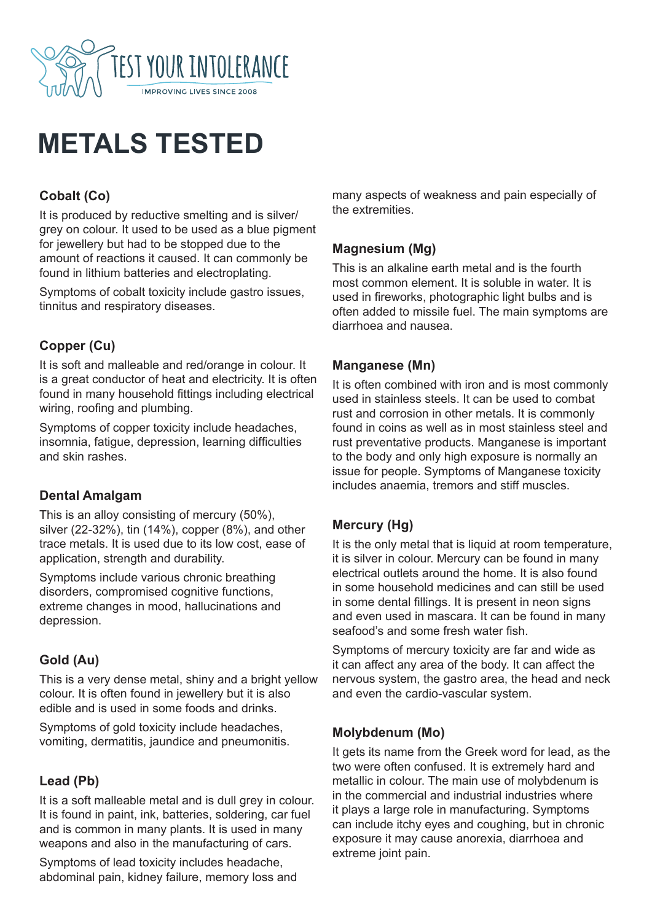# METALS TESTED

### Cobalt (Co)

It is produced by reductive smelting and is silver/grey on colour. It used to be used as a blue pigment for jewellery but had to be stopped due to the amount of reactions it caused. It can commonly be found in lithium batteries and electroplating.

Symptoms of cobalt toxicity include gastro issues, tinnitus and respiratory diseases.

### Copper (Cu)

It is soft and malleable and red/orange in colour. It is a great conductor of heat and electricity. It is often found in many household fittings including electrical wiring, roofing and plumbing.

Symptoms of copper toxicity include headaches, insomnia, fatigue, depression, learning difficulties and skin rashes.

### Dental Amalgam

This is an alloy consisting of mercury (50%), silver (22-32%), tin (14%), copper (8%), and other trace metals. It is used due to its low cost, ease of application, strength and durability.

Symptoms include various chronic breathing disorders, compromised cognitive functions, extreme changes in mood, hallucinations and depression.

### Gold (Au)

This is a very dense metal, shiny and a bright yellow colour. It is often found in jewellery but it is also edible and is used in some foods and drinks.

Symptoms of gold toxicity include headaches, vomiting, dermatitis, jaundice and pneumonitis.

### Lead (Pb)

It is a soft malleable metal and is dull grey in colour. It is found in paint, ink, batteries, soldering, car fuel and is common in many plants. It is used in many weapons and also in the manufacturing of cars.

Symptoms of lead toxicity includes headache, abdominal pain, kidney failure, memory loss and many aspects of weakness and pain especially of the extremities.

### Magnesium (Mg)

This is an alkaline earth metal and is the fourth most common element. It is soluble in water. It is used in fireworks, photographic light bulbs and is often added to missile fuel. The main symptoms are diarrhoea and nausea.

### Manganese (Mn)

It is often combined with iron and is most commonly used in stainless steels. It can be used to combat rust and corrosion in other metals. It is commonly found in coins as well as in most stainless steel and rust preventative products. Manganese is important to the body and only high exposure is normally an issue for people. Symptoms of Manganese toxicity includes anaemia, tremors and stiff muscles.

### Mercury (Hg)

It is the only metal that is liquid at room temperature, it is silver in colour. Mercury can be found in many electrical outlets around the home. It is also found in some household medicines and can still be used in some dental fillings. It is present in neon signs and even used in mascara. It can be found in many seafood's and some fresh water fish.

Symptoms of mercury toxicity are far and wide as it can affect any area of the body. It can affect the nervous system, the gastro area, the head and neck and even the cardio-vascular system.

### Molybdenum (Mo)

It gets its name from the Greek word for lead, as the two were often confused. It is extremely hard and metallic in colour. The main use of molybdenum is in the commercial and industrial industries where it plays a large role in manufacturing. Symptoms can include itchy eyes and coughing, but in chronic exposure it may cause anorexia, diarrhoea and extreme joint pain.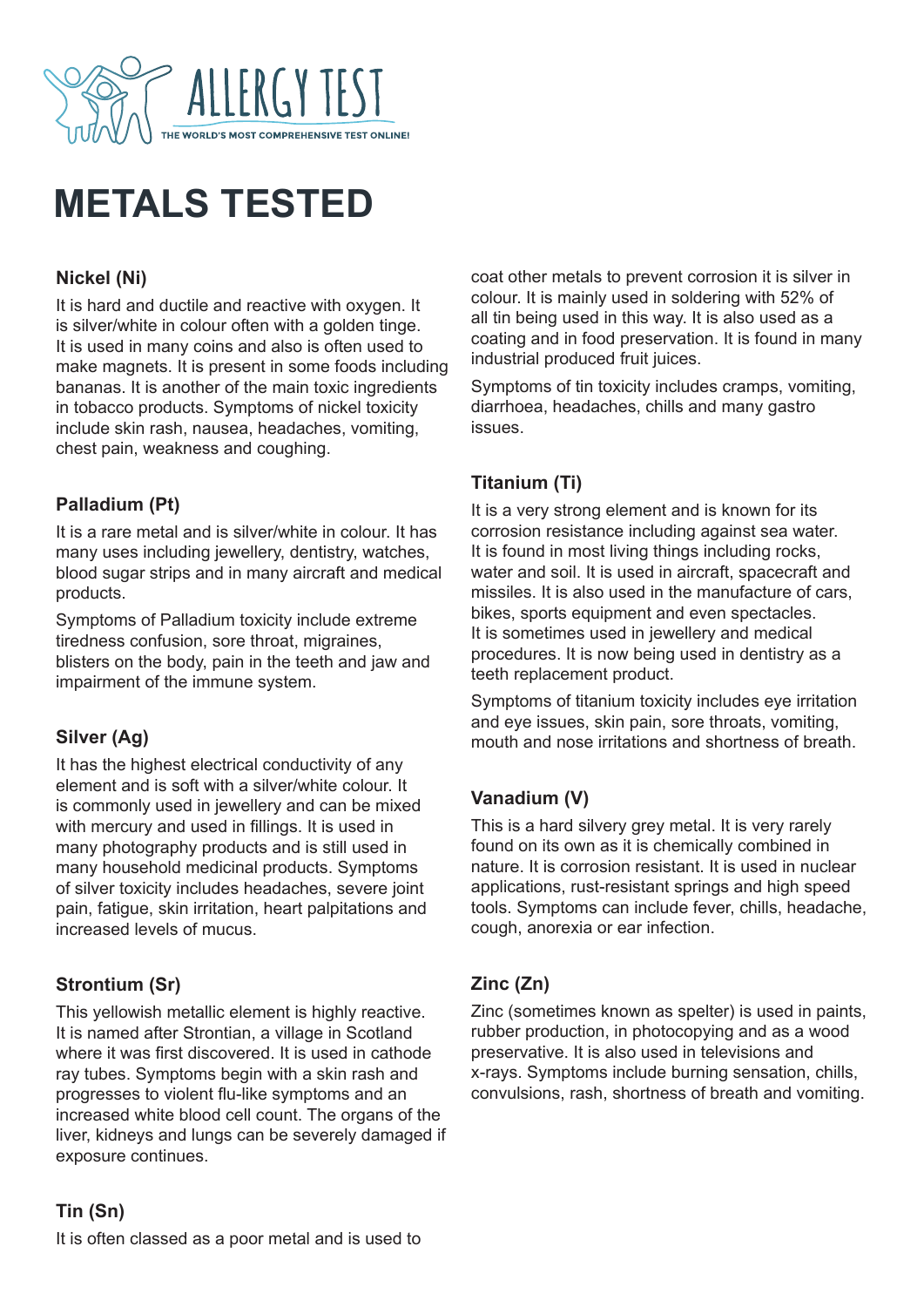# METALS TESTED

### Nickel (Ni)

It is hard and ductile and reactive with oxygen. It is silver/white in colour often with a golden tinge. It is used in many coins and also is often used to make magnets. It is present in some foods including bananas. It is another of the main toxic ingredients in tobacco products. Symptoms of nickel toxicity include skin rash, nausea, headaches, vomiting, chest pain, weakness and coughing.

### Palladium (Pt)

It is a rare metal and is silver/white in colour. It has many uses including jewellery, dentistry, watches, blood sugar strips and in many aircraft and medical products.

Symptoms of Palladium toxicity include extreme tiredness confusion, sore throat, migraines, blisters on the body, pain in the teeth and jaw and impairment of the immune system.

### Silver (Ag)

It has the highest electrical conductivity of any element and is soft with a silver/white colour. It is commonly used in jewellery and can be mixed with mercury and used in fillings. It is used in many photography products and is still used in many household medicinal products. Symptoms of silver toxicity includes headaches, severe joint pain, fatigue, skin irritation, heart palpitations and increased levels of mucus.

### Strontium (Sr)

This yellowish metallic element is highly reactive. It is named after Strontian, a village in Scotland where it was first discovered. It is used in cathode ray tubes. Symptoms begin with a skin rash and progresses to violent flu-like symptoms and an increased white blood cell count. The organs of the liver, kidneys and lungs can be severely damaged if exposure continues.

### Tin (Sn)

It is often classed as a poor metal and is used to coat other metals to prevent corrosion it is silver in colour. It is mainly used in soldering with 52% of all tin being used in this way. It is also used as a coating and in food preservation. It is found in many industrial produced fruit juices.

Symptoms of tin toxicity includes cramps, vomiting, diarrhoea, headaches, chills and many gastro issues.

### Titanium (Ti)

It is a very strong element and is known for its corrosion resistance including against sea water. It is found in most living things including rocks, water and soil. It is used in aircraft, spacecraft and missiles. It is also used in the manufacture of cars, bikes, sports equipment and even spectacles. It is sometimes used in jewellery and medical procedures. It is now being used in dentistry as a teeth replacement product.

Symptoms of titanium toxicity includes eye irritation and eye issues, skin pain, sore throats, vomiting, mouth and nose irritations and shortness of breath.

### Vanadium (V)

This is a hard silvery grey metal. It is very rarely found on its own as it is chemically combined in nature. It is corrosion resistant. It is used in nuclear applications, rust-resistant springs and high speed tools. Symptoms can include fever, chills, headache, cough, anorexia or ear infection.

### Zinc (Zn)

Zinc (sometimes known as spelter) is used in paints, rubber production, in photocopying and as a wood preservative. It is also used in televisions and x-rays. Symptoms include burning sensation, chills, convulsions, rash, shortness of breath and vomiting.